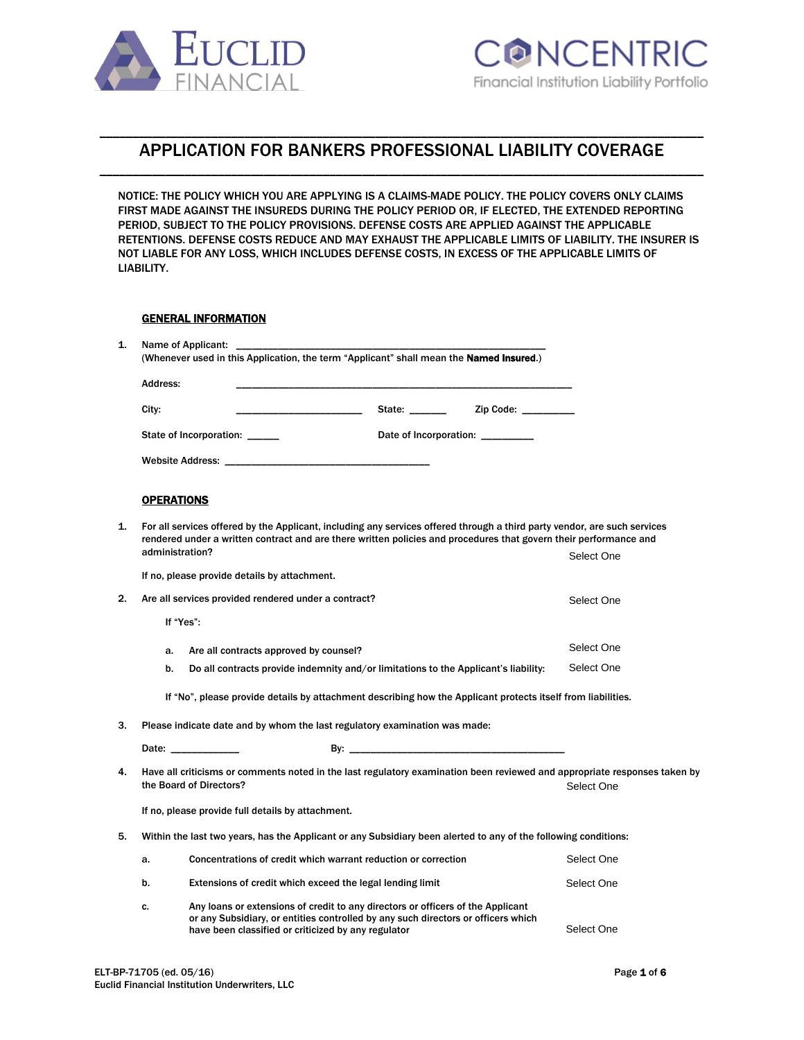EUCLID FINANCIAL

CONCENTRIC
Financial Institution Liability Portfolio

# APPLICATION FOR BANKERS PROFESSIONAL LIABILITY COVERAGE

NOTICE: THE POLICY WHICH YOU ARE APPLYING IS A CLAIMS-MADE POLICY. THE POLICY COVERS ONLY CLAIMS FIRST MADE AGAINST THE INSUREDS DURING THE POLICY PERIOD OR, IF ELECTED, THE EXTENDED REPORTING PERIOD, SUBJECT TO THE POLICY PROVISIONS. DEFENSE COSTS ARE APPLIED AGAINST THE APPLICABLE RETENTIONS. DEFENSE COSTS REDUCE AND MAY EXHAUST THE APPLICABLE LIMITS OF LIABILITY. THE INSURER IS NOT LIABLE FOR ANY LOSS, WHICH INCLUDES DEFENSE COSTS, IN EXCESS OF THE APPLICABLE LIMITS OF LIABILITY.

## GENERAL INFORMATION

1. Name of Applicant: ____________________________________________________________
(Whenever used in this Application, the term "Applicant" shall mean the **Named Insured**.)

Address: ________________________________________________________________

City: ________________________ State: _______ Zip Code: __________

State of Incorporation: ______ Date of Incorporation: __________

Website Address: ________________________________________

## OPERATIONS

1. For all services offered by the Applicant, including any services offered through a third party vendor, are such services rendered under a written contract and are there written policies and procedures that govern their performance and administration? Select One

   If no, please provide details by attachment.

2. Are all services provided rendered under a contract? Select One

   If "Yes":

   a. Are all contracts approved by counsel? Select One

   b. Do all contracts provide indemnity and/or limitations to the Applicant's liability: Select One

   If "No", please provide details by attachment describing how the Applicant protects itself from liabilities.

3. Please indicate date and by whom the last regulatory examination was made:

   Date: _____________ By: __________________________________________

4. Have all criticisms or comments noted in the last regulatory examination been reviewed and appropriate responses taken by the Board of Directors? Select One

   If no, please provide full details by attachment.

5. Within the last two years, has the Applicant or any Subsidiary been alerted to any of the following conditions:

   a. Concentrations of credit which warrant reduction or correction Select One

   b. Extensions of credit which exceed the legal lending limit Select One

   c. Any loans or extensions of credit to any directors or officers of the Applicant or any Subsidiary, or entities controlled by any such directors or officers which have been classified or criticized by any regulator Select One

ELT-BP-71705 (ed. 05/16)
Euclid Financial Institution Underwriters, LLC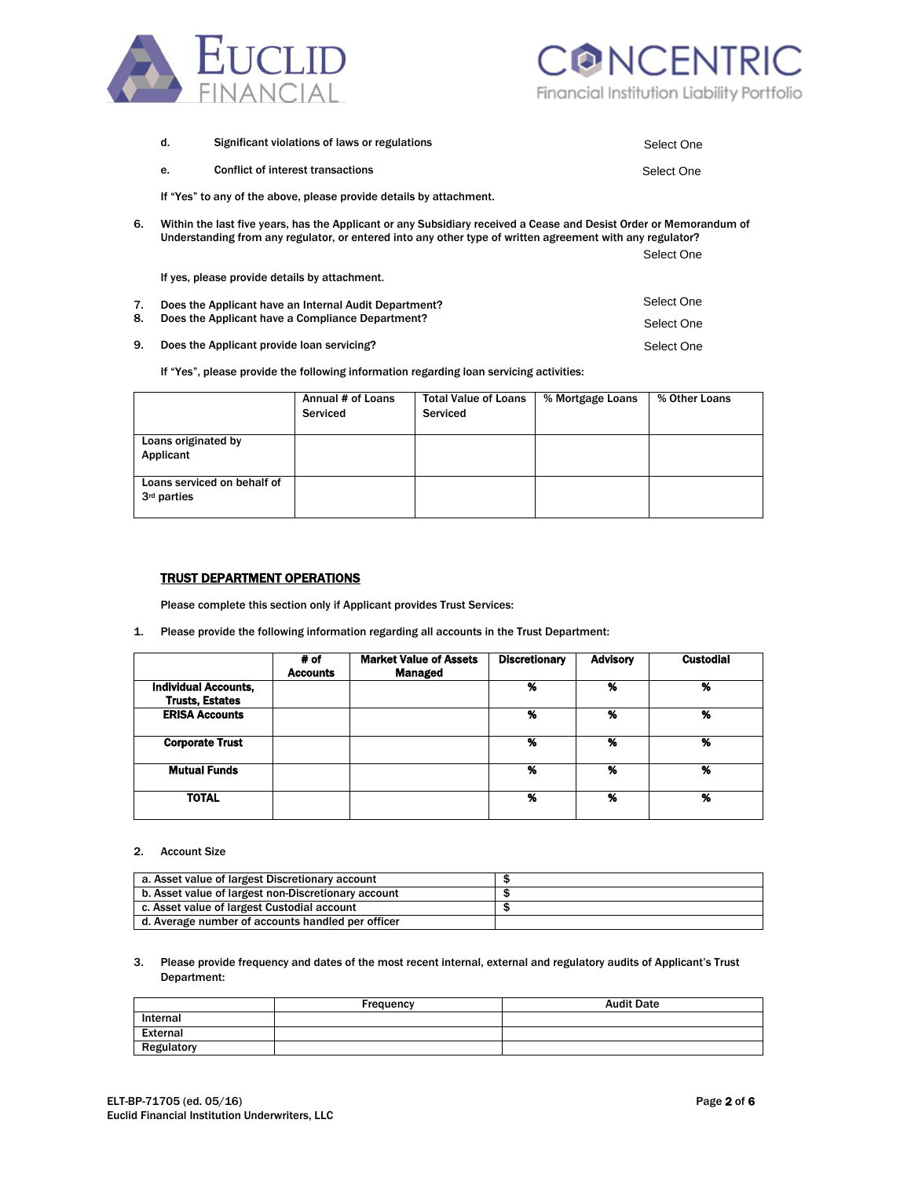d. Significant violations of laws or regulations — Select One

e. Conflict of interest transactions — Select One

If "Yes" to any of the above, please provide details by attachment.

6. Within the last five years, has the Applicant or any Subsidiary received a Cease and Desist Order or Memorandum of Understanding from any regulator, or entered into any other type of written agreement with any regulator? — Select One

   If yes, please provide details by attachment.

7. Does the Applicant have an Internal Audit Department? — Select One
8. Does the Applicant have a Compliance Department? — Select One
9. Does the Applicant provide loan servicing? — Select One

   If "Yes", please provide the following information regarding loan servicing activities:

| | Annual # of Loans Serviced | Total Value of Loans Serviced | % Mortgage Loans | % Other Loans |
|---|---|---|---|---|
| Loans originated by Applicant | | | | |
| Loans serviced on behalf of 3rd parties | | | | |

## TRUST DEPARTMENT OPERATIONS

Please complete this section only if Applicant provides Trust Services:

1. Please provide the following information regarding all accounts in the Trust Department:

| | # of Accounts | Market Value of Assets Managed | Discretionary | Advisory | Custodial |
|---|---|---|---|---|---|
| **Individual Accounts, Trusts, Estates** | | | % | % | % |
| **ERISA Accounts** | | | % | % | % |
| **Corporate Trust** | | | % | % | % |
| **Mutual Funds** | | | % | % | % |
| **TOTAL** | | | % | % | % |

2. Account Size

| | |
|---|---|
| a. Asset value of largest Discretionary account | $ |
| b. Asset value of largest non-Discretionary account | $ |
| c. Asset value of largest Custodial account | $ |
| d. Average number of accounts handled per officer | |

3. Please provide frequency and dates of the most recent internal, external and regulatory audits of Applicant's Trust Department:

| | Frequency | Audit Date |
|---|---|---|
| Internal | | |
| External | | |
| Regulatory | | |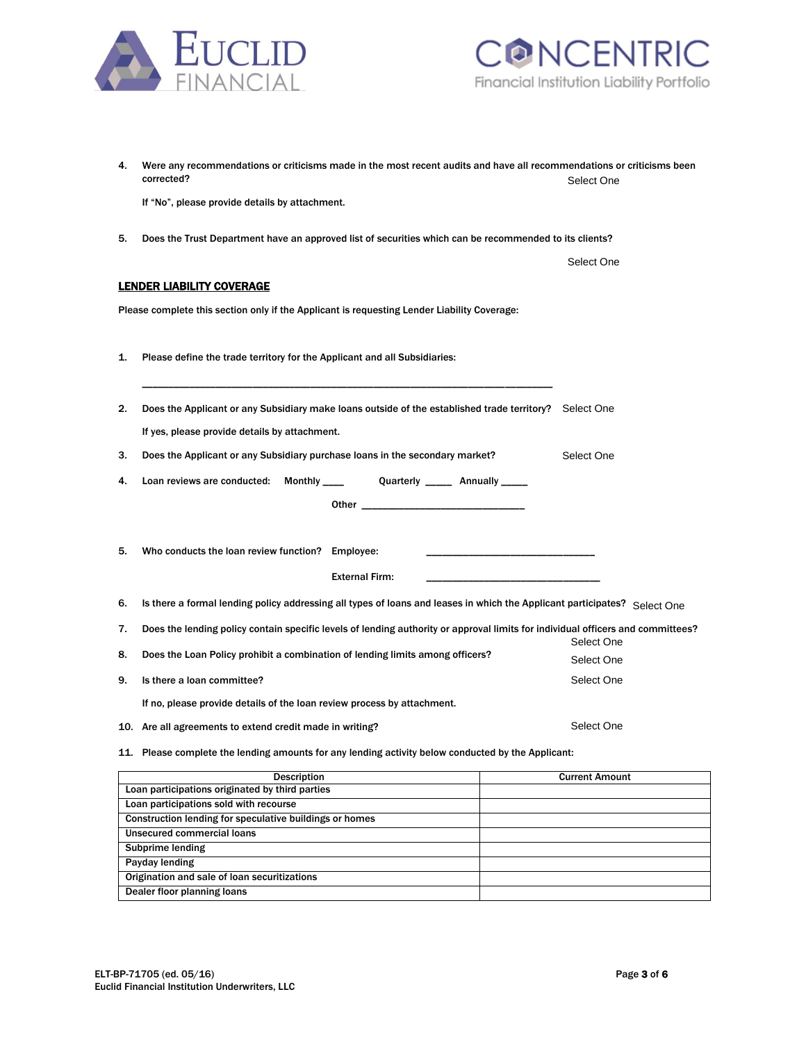4. Were any recommendations or criticisms made in the most recent audits and have all recommendations or criticisms been corrected? Select One

   If "No", please provide details by attachment.

5. Does the Trust Department have an approved list of securities which can be recommended to its clients?

   Select One

## LENDER LIABILITY COVERAGE

Please complete this section only if the Applicant is requesting Lender Liability Coverage:

1. Please define the trade territory for the Applicant and all Subsidiaries:

   ___________________________________________________________________________

2. Does the Applicant or any Subsidiary make loans outside of the established trade territory? Select One

   If yes, please provide details by attachment.

3. Does the Applicant or any Subsidiary purchase loans in the secondary market? Select One

4. Loan reviews are conducted: Monthly ____ Quarterly _____ Annually _____

   Other ______________________________

5. Who conducts the loan review function? Employee: _______________________________

   External Firm: ________________________________

6. Is there a formal lending policy addressing all types of loans and leases in which the Applicant participates? Select One

7. Does the lending policy contain specific levels of lending authority or approval limits for individual officers and committees? Select One

8. Does the Loan Policy prohibit a combination of lending limits among officers? Select One

9. Is there a loan committee? Select One

   If no, please provide details of the loan review process by attachment.

10. Are all agreements to extend credit made in writing? Select One

11. Please complete the lending amounts for any lending activity below conducted by the Applicant:

| Description | Current Amount |
|---|---|
| Loan participations originated by third parties | |
| Loan participations sold with recourse | |
| Construction lending for speculative buildings or homes | |
| Unsecured commercial loans | |
| Subprime lending | |
| Payday lending | |
| Origination and sale of loan securitizations | |
| Dealer floor planning loans | |

ELT-BP-71705 (ed. 05/16)
Euclid Financial Institution Underwriters, LLC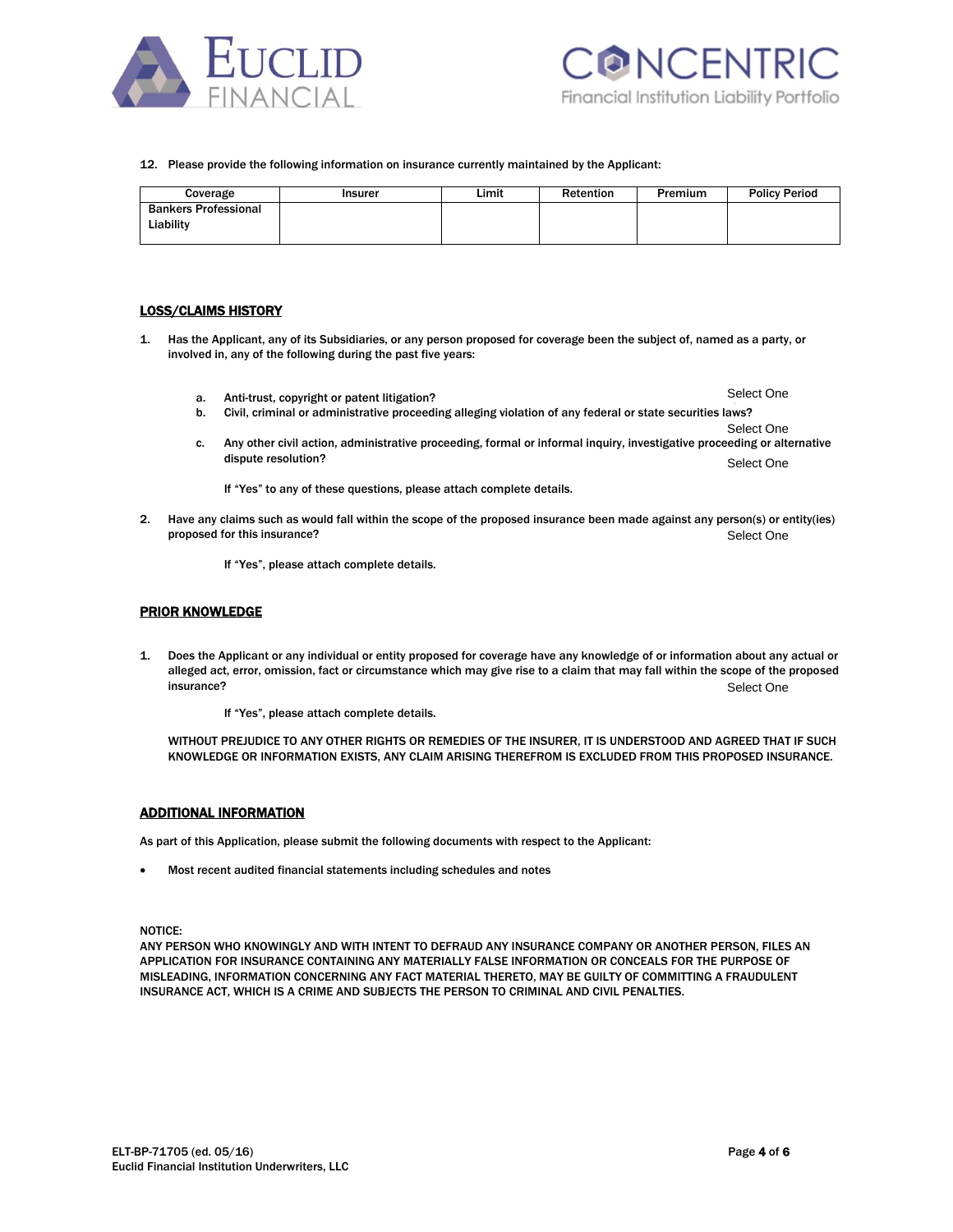12. Please provide the following information on insurance currently maintained by the Applicant:

| Coverage | Insurer | Limit | Retention | Premium | Policy Period |
|---|---|---|---|---|---|
| Bankers Professional Liability | | | | | |

## LOSS/CLAIMS HISTORY

1. Has the Applicant, any of its Subsidiaries, or any person proposed for coverage been the subject of, named as a party, or involved in, any of the following during the past five years:

   a. Anti-trust, copyright or patent litigation? Select One

   b. Civil, criminal or administrative proceeding alleging violation of any federal or state securities laws? Select One

   c. Any other civil action, administrative proceeding, formal or informal inquiry, investigative proceeding or alternative dispute resolution? Select One

   If "Yes" to any of these questions, please attach complete details.

2. Have any claims such as would fall within the scope of the proposed insurance been made against any person(s) or entity(ies) proposed for this insurance? Select One

   If "Yes", please attach complete details.

## PRIOR KNOWLEDGE

1. Does the Applicant or any individual or entity proposed for coverage have any knowledge of or information about any actual or alleged act, error, omission, fact or circumstance which may give rise to a claim that may fall within the scope of the proposed insurance? Select One

   If "Yes", please attach complete details.

   WITHOUT PREJUDICE TO ANY OTHER RIGHTS OR REMEDIES OF THE INSURER, IT IS UNDERSTOOD AND AGREED THAT IF SUCH KNOWLEDGE OR INFORMATION EXISTS, ANY CLAIM ARISING THEREFROM IS EXCLUDED FROM THIS PROPOSED INSURANCE.

## ADDITIONAL INFORMATION

As part of this Application, please submit the following documents with respect to the Applicant:

- Most recent audited financial statements including schedules and notes

NOTICE:
ANY PERSON WHO KNOWINGLY AND WITH INTENT TO DEFRAUD ANY INSURANCE COMPANY OR ANOTHER PERSON, FILES AN APPLICATION FOR INSURANCE CONTAINING ANY MATERIALLY FALSE INFORMATION OR CONCEALS FOR THE PURPOSE OF MISLEADING, INFORMATION CONCERNING ANY FACT MATERIAL THERETO, MAY BE GUILTY OF COMMITTING A FRAUDULENT INSURANCE ACT, WHICH IS A CRIME AND SUBJECTS THE PERSON TO CRIMINAL AND CIVIL PENALTIES.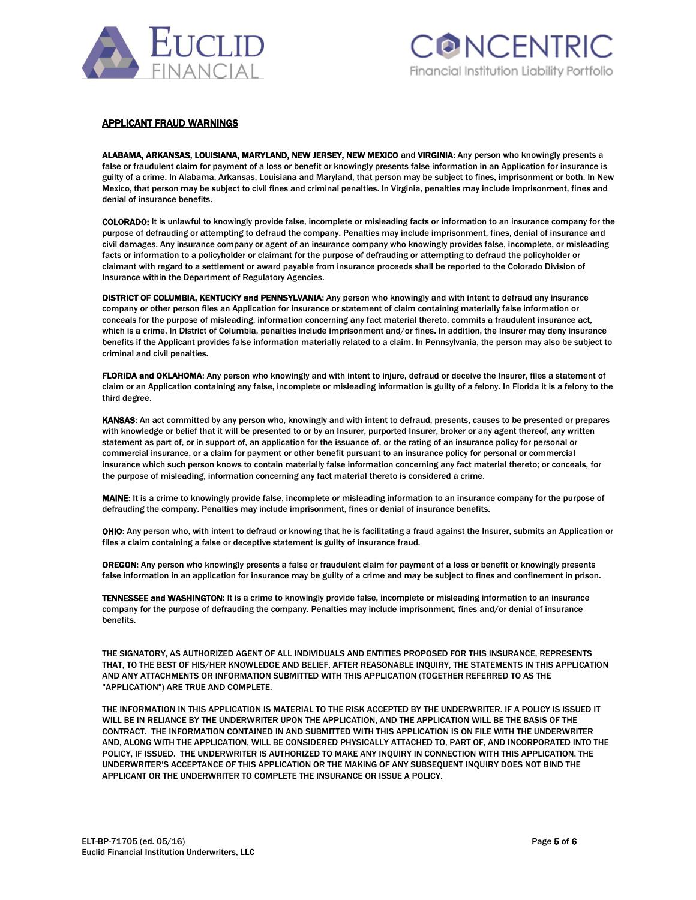## APPLICANT FRAUD WARNINGS

**ALABAMA, ARKANSAS, LOUISIANA, MARYLAND, NEW JERSEY, NEW MEXICO** and **VIRGINIA**: Any person who knowingly presents a false or fraudulent claim for payment of a loss or benefit or knowingly presents false information in an Application for insurance is guilty of a crime. In Alabama, Arkansas, Louisiana and Maryland, that person may be subject to fines, imprisonment or both. In New Mexico, that person may be subject to civil fines and criminal penalties. In Virginia, penalties may include imprisonment, fines and denial of insurance benefits.

**COLORADO:** It is unlawful to knowingly provide false, incomplete or misleading facts or information to an insurance company for the purpose of defrauding or attempting to defraud the company. Penalties may include imprisonment, fines, denial of insurance and civil damages. Any insurance company or agent of an insurance company who knowingly provides false, incomplete, or misleading facts or information to a policyholder or claimant for the purpose of defrauding or attempting to defraud the policyholder or claimant with regard to a settlement or award payable from insurance proceeds shall be reported to the Colorado Division of Insurance within the Department of Regulatory Agencies.

**DISTRICT OF COLUMBIA, KENTUCKY and PENNSYLVANIA**: Any person who knowingly and with intent to defraud any insurance company or other person files an Application for insurance or statement of claim containing materially false information or conceals for the purpose of misleading, information concerning any fact material thereto, commits a fraudulent insurance act, which is a crime. In District of Columbia, penalties include imprisonment and/or fines. In addition, the Insurer may deny insurance benefits if the Applicant provides false information materially related to a claim. In Pennsylvania, the person may also be subject to criminal and civil penalties.

**FLORIDA and OKLAHOMA**: Any person who knowingly and with intent to injure, defraud or deceive the Insurer, files a statement of claim or an Application containing any false, incomplete or misleading information is guilty of a felony. In Florida it is a felony to the third degree.

**KANSAS**: An act committed by any person who, knowingly and with intent to defraud, presents, causes to be presented or prepares with knowledge or belief that it will be presented to or by an Insurer, purported Insurer, broker or any agent thereof, any written statement as part of, or in support of, an application for the issuance of, or the rating of an insurance policy for personal or commercial insurance, or a claim for payment or other benefit pursuant to an insurance policy for personal or commercial insurance which such person knows to contain materially false information concerning any fact material thereto; or conceals, for the purpose of misleading, information concerning any fact material thereto is considered a crime.

**MAINE**: It is a crime to knowingly provide false, incomplete or misleading information to an insurance company for the purpose of defrauding the company. Penalties may include imprisonment, fines or denial of insurance benefits.

**OHIO**: Any person who, with intent to defraud or knowing that he is facilitating a fraud against the Insurer, submits an Application or files a claim containing a false or deceptive statement is guilty of insurance fraud.

**OREGON**: Any person who knowingly presents a false or fraudulent claim for payment of a loss or benefit or knowingly presents false information in an application for insurance may be guilty of a crime and may be subject to fines and confinement in prison.

**TENNESSEE and WASHINGTON**: It is a crime to knowingly provide false, incomplete or misleading information to an insurance company for the purpose of defrauding the company. Penalties may include imprisonment, fines and/or denial of insurance benefits.

THE SIGNATORY, AS AUTHORIZED AGENT OF ALL INDIVIDUALS AND ENTITIES PROPOSED FOR THIS INSURANCE, REPRESENTS THAT, TO THE BEST OF HIS/HER KNOWLEDGE AND BELIEF, AFTER REASONABLE INQUIRY, THE STATEMENTS IN THIS APPLICATION AND ANY ATTACHMENTS OR INFORMATION SUBMITTED WITH THIS APPLICATION (TOGETHER REFERRED TO AS THE "APPLICATION") ARE TRUE AND COMPLETE.

THE INFORMATION IN THIS APPLICATION IS MATERIAL TO THE RISK ACCEPTED BY THE UNDERWRITER. IF A POLICY IS ISSUED IT WILL BE IN RELIANCE BY THE UNDERWRITER UPON THE APPLICATION, AND THE APPLICATION WILL BE THE BASIS OF THE CONTRACT. THE INFORMATION CONTAINED IN AND SUBMITTED WITH THIS APPLICATION IS ON FILE WITH THE UNDERWRITER AND, ALONG WITH THE APPLICATION, WILL BE CONSIDERED PHYSICALLY ATTACHED TO, PART OF, AND INCORPORATED INTO THE POLICY, IF ISSUED. THE UNDERWRITER IS AUTHORIZED TO MAKE ANY INQUIRY IN CONNECTION WITH THIS APPLICATION. THE UNDERWRITER'S ACCEPTANCE OF THIS APPLICATION OR THE MAKING OF ANY SUBSEQUENT INQUIRY DOES NOT BIND THE APPLICANT OR THE UNDERWRITER TO COMPLETE THE INSURANCE OR ISSUE A POLICY.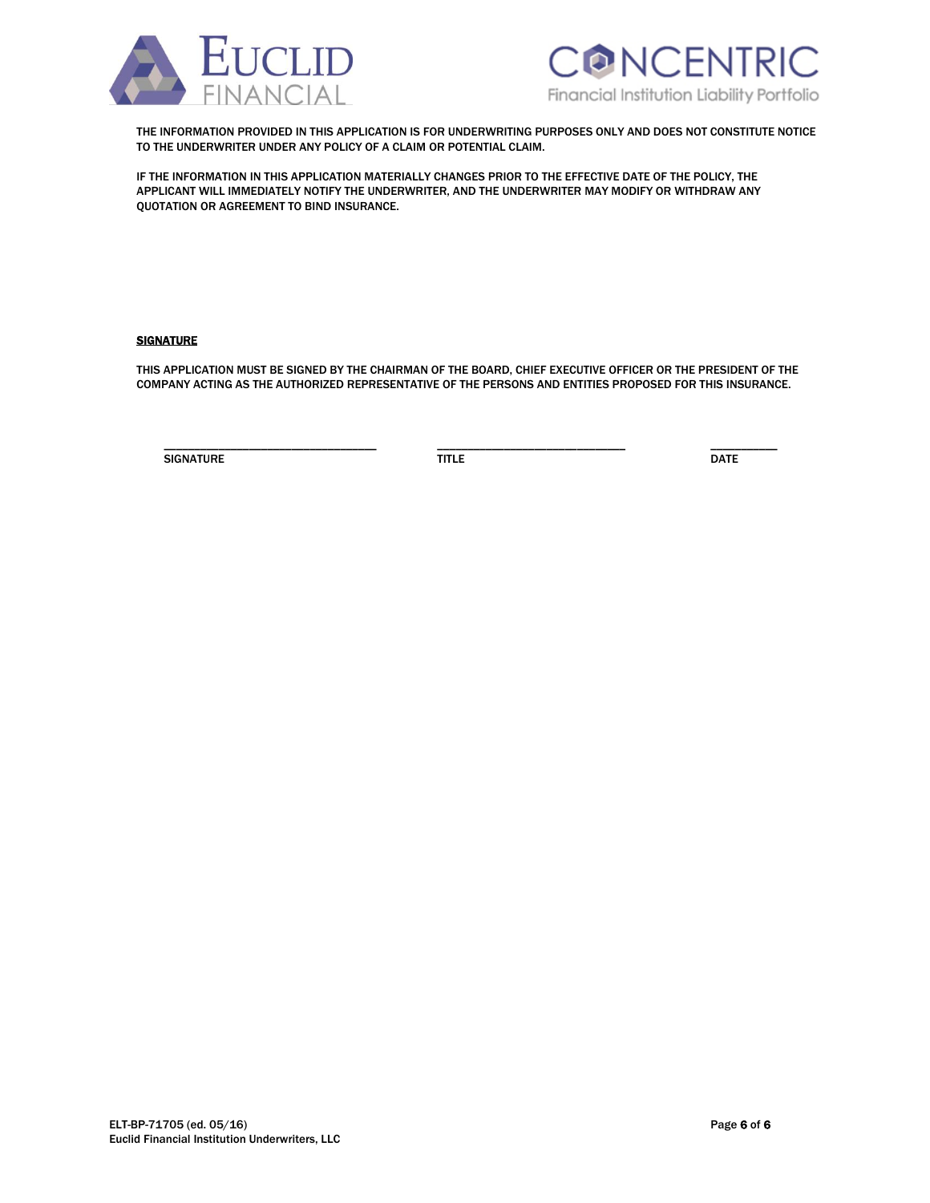THE INFORMATION PROVIDED IN THIS APPLICATION IS FOR UNDERWRITING PURPOSES ONLY AND DOES NOT CONSTITUTE NOTICE TO THE UNDERWRITER UNDER ANY POLICY OF A CLAIM OR POTENTIAL CLAIM.

IF THE INFORMATION IN THIS APPLICATION MATERIALLY CHANGES PRIOR TO THE EFFECTIVE DATE OF THE POLICY, THE APPLICANT WILL IMMEDIATELY NOTIFY THE UNDERWRITER, AND THE UNDERWRITER MAY MODIFY OR WITHDRAW ANY QUOTATION OR AGREEMENT TO BIND INSURANCE.

**SIGNATURE**

THIS APPLICATION MUST BE SIGNED BY THE CHAIRMAN OF THE BOARD, CHIEF EXECUTIVE OFFICER OR THE PRESIDENT OF THE COMPANY ACTING AS THE AUTHORIZED REPRESENTATIVE OF THE PERSONS AND ENTITIES PROPOSED FOR THIS INSURANCE.

| | | |
|---|---|---|
| ______________________________ | ___________________________ | __________ |
| SIGNATURE | TITLE | DATE |

ELT-BP-71705 (ed. 05/16)
Euclid Financial Institution Underwriters, LLC